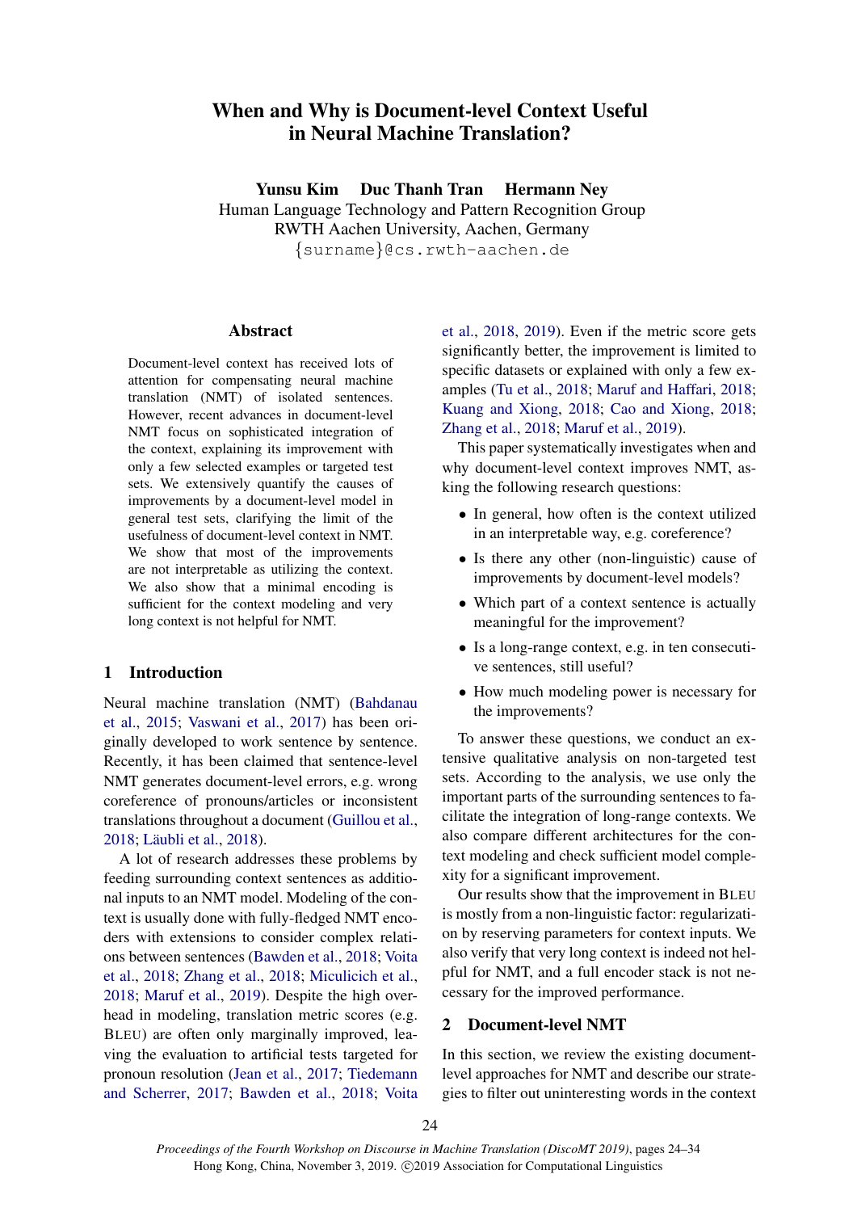# When and Why is Document-level Context Useful in Neural Machine Translation?

**Yunsu Kim Duc Thanh Tran Hermann Ney**
Human Language Technology and Pattern Recognition Group
RWTH Aachen University, Aachen, Germany
{surname}@cs.rwth-aachen.de

## Abstract

Document-level context has received lots of attention for compensating neural machine translation (NMT) of isolated sentences. However, recent advances in document-level NMT focus on sophisticated integration of the context, explaining its improvement with only a few selected examples or targeted test sets. We extensively quantify the causes of improvements by a document-level model in general test sets, clarifying the limit of the usefulness of document-level context in NMT. We show that most of the improvements are not interpretable as utilizing the context. We also show that a minimal encoding is sufficient for the context modeling and very long context is not helpful for NMT.

## 1 Introduction

Neural machine translation (NMT) (Bahdanau et al., 2015; Vaswani et al., 2017) has been originally developed to work sentence by sentence. Recently, it has been claimed that sentence-level NMT generates document-level errors, e.g. wrong coreference of pronouns/articles or inconsistent translations throughout a document (Guillou et al., 2018; Läubli et al., 2018).

A lot of research addresses these problems by feeding surrounding context sentences as additional inputs to an NMT model. Modeling of the context is usually done with fully-fledged NMT encoders with extensions to consider complex relations between sentences (Bawden et al., 2018; Voita et al., 2018; Zhang et al., 2018; Miculicich et al., 2018; Maruf et al., 2019). Despite the high overhead in modeling, translation metric scores (e.g. BLEU) are often only marginally improved, leaving the evaluation to artificial tests targeted for pronoun resolution (Jean et al., 2017; Tiedemann and Scherrer, 2017; Bawden et al., 2018; Voita et al., 2018, 2019). Even if the metric score gets significantly better, the improvement is limited to specific datasets or explained with only a few examples (Tu et al., 2018; Maruf and Haffari, 2018; Kuang and Xiong, 2018; Cao and Xiong, 2018; Zhang et al., 2018; Maruf et al., 2019).

This paper systematically investigates when and why document-level context improves NMT, asking the following research questions:

- In general, how often is the context utilized in an interpretable way, e.g. coreference?
- Is there any other (non-linguistic) cause of improvements by document-level models?
- Which part of a context sentence is actually meaningful for the improvement?
- Is a long-range context, e.g. in ten consecutive sentences, still useful?
- How much modeling power is necessary for the improvements?

To answer these questions, we conduct an extensive qualitative analysis on non-targeted test sets. According to the analysis, we use only the important parts of the surrounding sentences to facilitate the integration of long-range contexts. We also compare different architectures for the context modeling and check sufficient model complexity for a significant improvement.

Our results show that the improvement in BLEU is mostly from a non-linguistic factor: regularization by reserving parameters for context inputs. We also verify that very long context is indeed not helpful for NMT, and a full encoder stack is not necessary for the improved performance.

## 2 Document-level NMT

In this section, we review the existing document-level approaches for NMT and describe our strategies to filter out uninteresting words in the context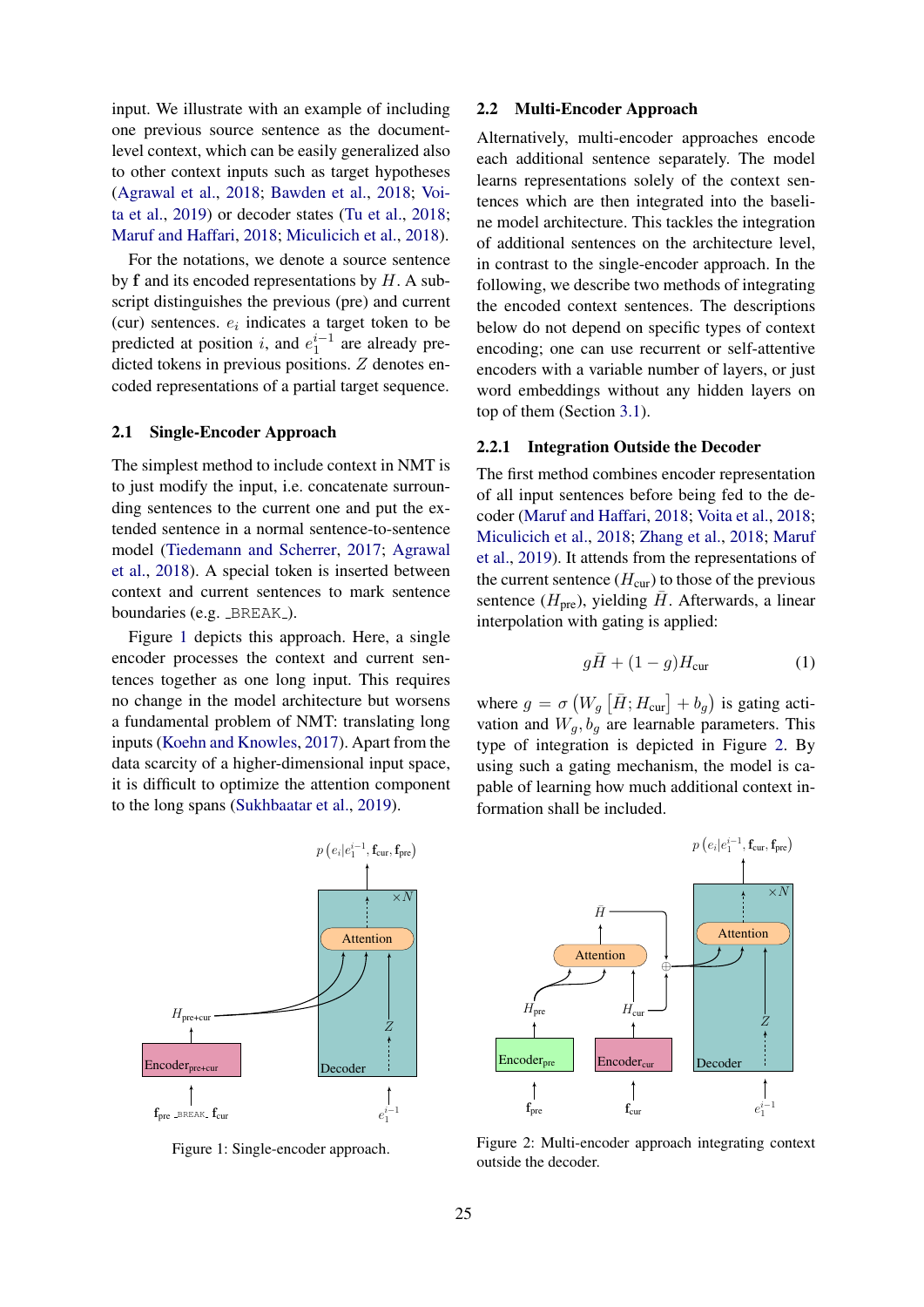input. We illustrate with an example of including one previous source sentence as the document-level context, which can be easily generalized also to other context inputs such as target hypotheses (Agrawal et al., 2018; Bawden et al., 2018; Voita et al., 2019) or decoder states (Tu et al., 2018; Maruf and Haffari, 2018; Miculicich et al., 2018).

For the notations, we denote a source sentence by $\mathbf{f}$ and its encoded representations by $H$. A subscript distinguishes the previous (pre) and current (cur) sentences. $e_i$ indicates a target token to be predicted at position $i$, and $e_1^{i-1}$ are already predicted tokens in previous positions. $Z$ denotes encoded representations of a partial target sequence.

### 2.1 Single-Encoder Approach

The simplest method to include context in NMT is to just modify the input, i.e. concatenate surrounding sentences to the current one and put the extended sentence in a normal sentence-to-sentence model (Tiedemann and Scherrer, 2017; Agrawal et al., 2018). A special token is inserted between context and current sentences to mark sentence boundaries (e.g. _BREAK_).

Figure 1 depicts this approach. Here, a single encoder processes the context and current sentences together as one long input. This requires no change in the model architecture but worsens a fundamental problem of NMT: translating long inputs (Koehn and Knowles, 2017). Apart from the data scarcity of a higher-dimensional input space, it is difficult to optimize the attention component to the long spans (Sukhbaatar et al., 2019).

Figure 1: Single-encoder approach.

### 2.2 Multi-Encoder Approach

Alternatively, multi-encoder approaches encode each additional sentence separately. The model learns representations solely of the context sentences which are then integrated into the baseline model architecture. This tackles the integration of additional sentences on the architecture level, in contrast to the single-encoder approach. In the following, we describe two methods of integrating the encoded context sentences. The descriptions below do not depend on specific types of context encoding; one can use recurrent or self-attentive encoders with a variable number of layers, or just word embeddings without any hidden layers on top of them (Section 3.1).

#### 2.2.1 Integration Outside the Decoder

The first method combines encoder representation of all input sentences before being fed to the decoder (Maruf and Haffari, 2018; Voita et al., 2018; Miculicich et al., 2018; Zhang et al., 2018; Maruf et al., 2019). It attends from the representations of the current sentence ($H_{\text{cur}}$) to those of the previous sentence ($H_{\text{pre}}$), yielding $\bar{H}$. Afterwards, a linear interpolation with gating is applied:

$$g\bar{H} + (1-g)H_{\text{cur}} \tag{1}$$

where $g = \sigma\left(W_g\left[\bar{H}; H_{\text{cur}}\right] + b_g\right)$ is gating activation and $W_g, b_g$ are learnable parameters. This type of integration is depicted in Figure 2. By using such a gating mechanism, the model is capable of learning how much additional context information shall be included.

Figure 2: Multi-encoder approach integrating context outside the decoder.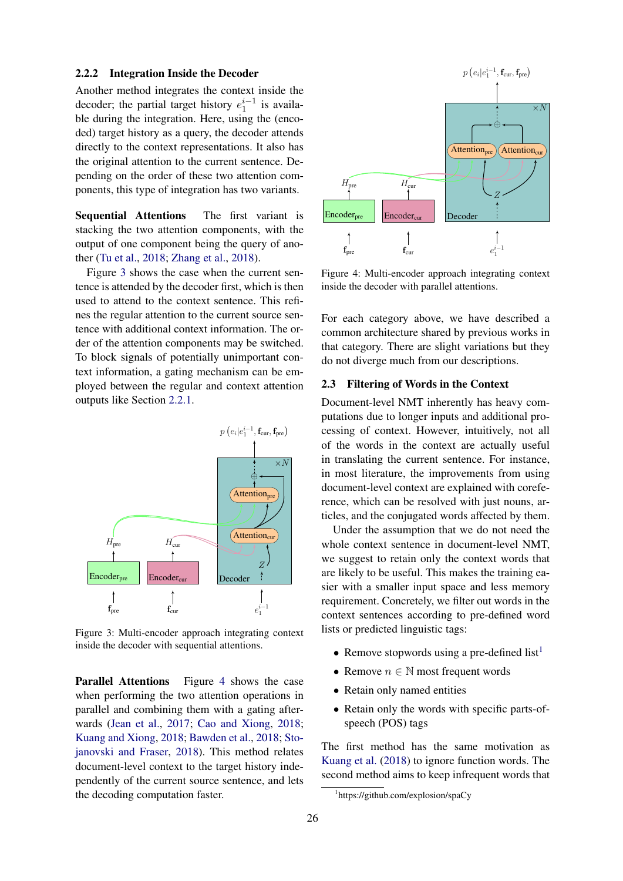### 2.2.2 Integration Inside the Decoder

Another method integrates the context inside the decoder; the partial target history $e_1^{i-1}$ is available during the integration. Here, using the (encoded) target history as a query, the decoder attends directly to the context representations. It also has the original attention to the current sentence. Depending on the order of these two attention components, this type of integration has two variants.

**Sequential Attentions** The first variant is stacking the two attention components, with the output of one component being the query of another (Tu et al., 2018; Zhang et al., 2018).

Figure 3 shows the case when the current sentence is attended by the decoder first, which is then used to attend to the context sentence. This refines the regular attention to the current source sentence with additional context information. The order of the attention components may be switched. To block signals of potentially unimportant context information, a gating mechanism can be employed between the regular and context attention outputs like Section 2.2.1.

Figure 3: Multi-encoder approach integrating context inside the decoder with sequential attentions.

**Parallel Attentions** Figure 4 shows the case when performing the two attention operations in parallel and combining them with a gating afterwards (Jean et al., 2017; Cao and Xiong, 2018; Kuang and Xiong, 2018; Bawden et al., 2018; Stojanovski and Fraser, 2018). This method relates document-level context to the target history independently of the current source sentence, and lets the decoding computation faster.

Figure 4: Multi-encoder approach integrating context inside the decoder with parallel attentions.

For each category above, we have described a common architecture shared by previous works in that category. There are slight variations but they do not diverge much from our descriptions.

## 2.3 Filtering of Words in the Context

Document-level NMT inherently has heavy computations due to longer inputs and additional processing of context. However, intuitively, not all of the words in the context are actually useful in translating the current sentence. For instance, in most literature, the improvements from using document-level context are explained with coreference, which can be resolved with just nouns, articles, and the conjugated words affected by them.

Under the assumption that we do not need the whole context sentence in document-level NMT, we suggest to retain only the context words that are likely to be useful. This makes the training easier with a smaller input space and less memory requirement. Concretely, we filter out words in the context sentences according to pre-defined word lists or predicted linguistic tags:

- Remove stopwords using a pre-defined list[1]
- Remove $n \in \mathbb{N}$ most frequent words
- Retain only named entities
- Retain only the words with specific parts-of-speech (POS) tags

The first method has the same motivation as Kuang et al. (2018) to ignore function words. The second method aims to keep infrequent words that

[1] https://github.com/explosion/spaCy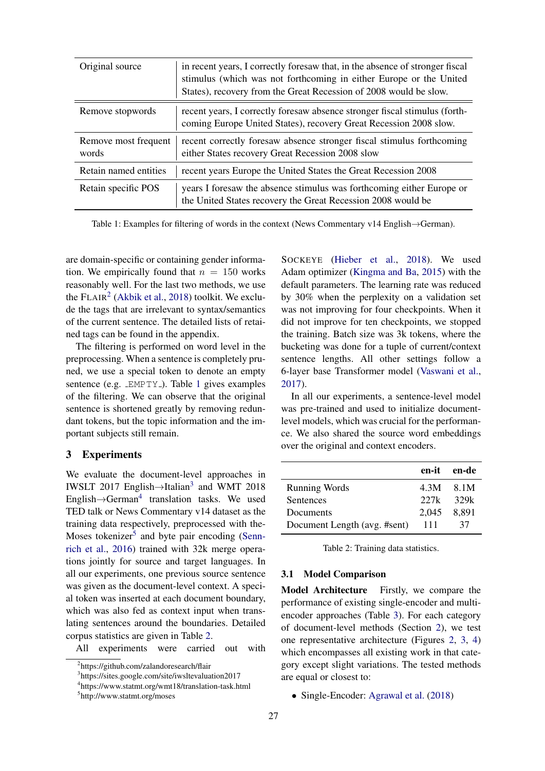| Original source | in recent years, I correctly foresaw that, in the absence of stronger fiscal stimulus (which was not forthcoming in either Europe or the United States), recovery from the Great Recession of 2008 would be slow. |
|---|---|
| Remove stopwords | recent years, I correctly foresaw absence stronger fiscal stimulus (forthcoming Europe United States), recovery Great Recession 2008 slow. |
| Remove most frequent words | recent correctly foresaw absence stronger fiscal stimulus forthcoming either States recovery Great Recession 2008 slow |
| Retain named entities | recent years Europe the United States the Great Recession 2008 |
| Retain specific POS | years I foresaw the absence stimulus was forthcoming either Europe or the United States recovery the Great Recession 2008 would be |

Table 1: Examples for filtering of words in the context (News Commentary v14 English→German).

are domain-specific or containing gender information. We empirically found that $n = 150$ works reasonably well. For the last two methods, we use the FLAIR[2] (Akbik et al., 2018) toolkit. We exclude the tags that are irrelevant to syntax/semantics of the current sentence. The detailed lists of retained tags can be found in the appendix.

The filtering is performed on word level in the preprocessing. When a sentence is completely pruned, we use a special token to denote an empty sentence (e.g. _EMPTY_). Table 1 gives examples of the filtering. We can observe that the original sentence is shortened greatly by removing redundant tokens, but the topic information and the important subjects still remain.

## 3 Experiments

We evaluate the document-level approaches in IWSLT 2017 English→Italian[3] and WMT 2018 English→German[4] translation tasks. We used TED talk or News Commentary v14 dataset as the training data respectively, preprocessed with the Moses tokenizer[5] and byte pair encoding (Sennrich et al., 2016) trained with 32k merge operations jointly for source and target languages. In all our experiments, one previous source sentence was given as the document-level context. A special token was inserted at each document boundary, which was also fed as context input when translating sentences around the boundaries. Detailed corpus statistics are given in Table 2.

All experiments were carried out with SOCKEYE (Hieber et al., 2018). We used Adam optimizer (Kingma and Ba, 2015) with the default parameters. The learning rate was reduced by 30% when the perplexity on a validation set was not improving for four checkpoints. When it did not improve for ten checkpoints, we stopped the training. Batch size was 3k tokens, where the bucketing was done for a tuple of current/context sentence lengths. All other settings follow a 6-layer base Transformer model (Vaswani et al., 2017).

In all our experiments, a sentence-level model was pre-trained and used to initialize document-level models, which was crucial for the performance. We also shared the source word embeddings over the original and context encoders.

| | en-it | en-de |
|---|---|---|
| Running Words | 4.3M | 8.1M |
| Sentences | 227k | 329k |
| Documents | 2,045 | 8,891 |
| Document Length (avg. #sent) | 111 | 37 |

Table 2: Training data statistics.

### 3.1 Model Comparison

**Model Architecture** Firstly, we compare the performance of existing single-encoder and multi-encoder approaches (Table 3). For each category of document-level methods (Section 2), we test one representative architecture (Figures 2, 3, 4) which encompasses all existing work in that category except slight variations. The tested methods are equal or closest to:

- Single-Encoder: Agrawal et al. (2018)

[2] https://github.com/zalandoresearch/flair
[3] https://sites.google.com/site/iwsltevaluation2017
[4] https://www.statmt.org/wmt18/translation-task.html
[5] http://www.statmt.org/moses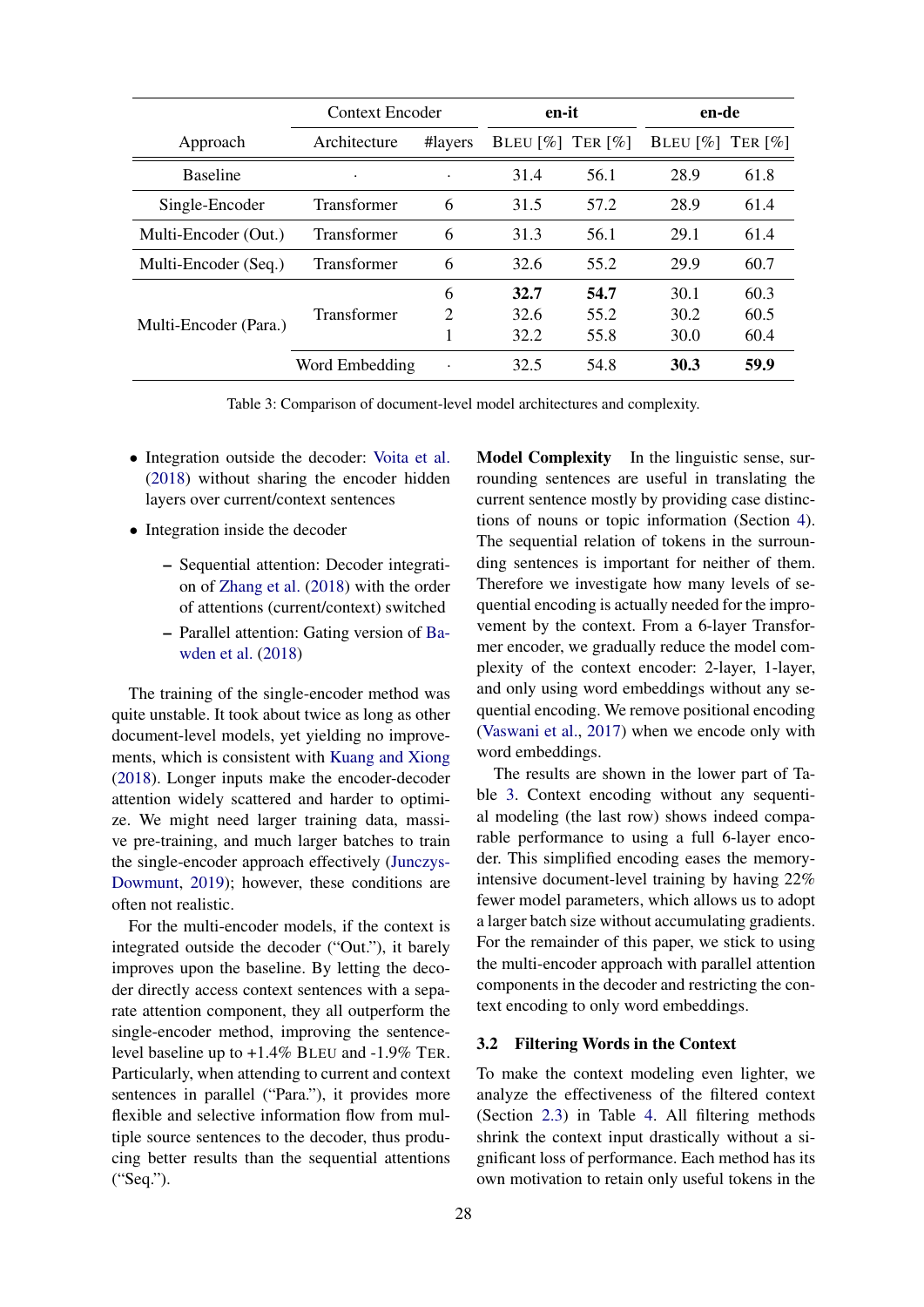| Approach | Context Encoder | | en-it | | en-de | |
|---|---|---|---|---|---|---|
| | Architecture | #layers | BLEU [%] | TER [%] | BLEU [%] | TER [%] |
| Baseline | · | · | 31.4 | 56.1 | 28.9 | 61.8 |
| Single-Encoder | Transformer | 6 | 31.5 | 57.2 | 28.9 | 61.4 |
| Multi-Encoder (Out.) | Transformer | 6 | 31.3 | 56.1 | 29.1 | 61.4 |
| Multi-Encoder (Seq.) | Transformer | 6 | 32.6 | 55.2 | 29.9 | 60.7 |
| Multi-Encoder (Para.) | Transformer | 6 | **32.7** | **54.7** | 30.1 | 60.3 |
| | | 2 | 32.6 | 55.2 | 30.2 | 60.5 |
| | | 1 | 32.2 | 55.8 | 30.0 | 60.4 |
| | Word Embedding | · | 32.5 | 54.8 | **30.3** | **59.9** |

Table 3: Comparison of document-level model architectures and complexity.

- Integration outside the decoder: Voita et al. (2018) without sharing the encoder hidden layers over current/context sentences
- Integration inside the decoder
  - Sequential attention: Decoder integration of Zhang et al. (2018) with the order of attentions (current/context) switched
  - Parallel attention: Gating version of Bawden et al. (2018)

The training of the single-encoder method was quite unstable. It took about twice as long as other document-level models, yet yielding no improvements, which is consistent with Kuang and Xiong (2018). Longer inputs make the encoder-decoder attention widely scattered and harder to optimize. We might need larger training data, massive pre-training, and much larger batches to train the single-encoder approach effectively (Junczys-Dowmunt, 2019); however, these conditions are often not realistic.

For the multi-encoder models, if the context is integrated outside the decoder ("Out."), it barely improves upon the baseline. By letting the decoder directly access context sentences with a separate attention component, they all outperform the single-encoder method, improving the sentence-level baseline up to +1.4% BLEU and -1.9% TER. Particularly, when attending to current and context sentences in parallel ("Para."), it provides more flexible and selective information flow from multiple source sentences to the decoder, thus producing better results than the sequential attentions ("Seq.").

**Model Complexity** In the linguistic sense, surrounding sentences are useful in translating the current sentence mostly by providing case distinctions of nouns or topic information (Section 4). The sequential relation of tokens in the surrounding sentences is important for neither of them. Therefore we investigate how many levels of sequential encoding is actually needed for the improvement by the context. From a 6-layer Transformer encoder, we gradually reduce the model complexity of the context encoder: 2-layer, 1-layer, and only using word embeddings without any sequential encoding. We remove positional encoding (Vaswani et al., 2017) when we encode only with word embeddings.

The results are shown in the lower part of Table 3. Context encoding without any sequential modeling (the last row) shows indeed comparable performance to using a full 6-layer encoder. This simplified encoding eases the memory-intensive document-level training by having 22% fewer model parameters, which allows us to adopt a larger batch size without accumulating gradients. For the remainder of this paper, we stick to using the multi-encoder approach with parallel attention components in the decoder and restricting the context encoding to only word embeddings.

### 3.2 Filtering Words in the Context

To make the context modeling even lighter, we analyze the effectiveness of the filtered context (Section 2.3) in Table 4. All filtering methods shrink the context input drastically without a significant loss of performance. Each method has its own motivation to retain only useful tokens in the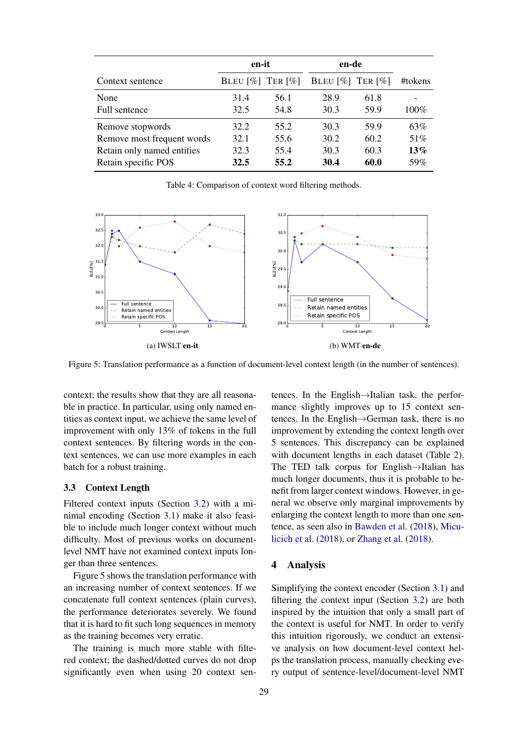| Context sentence | en-it | | en-de | | #tokens |
|---|---|---|---|---|---|
| | BLEU [%] | TER [%] | BLEU [%] | TER [%] | |
| None | 31.4 | 56.1 | 28.9 | 61.8 | - |
| Full sentence | 32.5 | 54.8 | 30.3 | 59.9 | 100% |
| Remove stopwords | 32.2 | 55.2 | 30.3 | 59.9 | 63% |
| Remove most frequent words | 32.1 | 55.6 | 30.2 | 60.2 | 51% |
| Retain only named entities | 32.3 | 55.4 | 30.3 | 60.3 | **13%** |
| Retain specific POS | **32.5** | **55.2** | **30.4** | **60.0** | 59% |

Table 4: Comparison of context word filtering methods.

(a) IWSLT **en-it**

(b) WMT **en-de**

Figure 5: Translation performance as a function of document-level context length (in the number of sentences).

context; the results show that they are all reasonable in practice. In particular, using only named entities as context input, we achieve the same level of improvement with only 13% of tokens in the full context sentences. By filtering words in the context sentences, we can use more examples in each batch for a robust training.

### 3.3 Context Length

Filtered context inputs (Section 3.2) with a minimal encoding (Section 3.1) make it also feasible to include much longer context without much difficulty. Most of previous works on document-level NMT have not examined context inputs longer than three sentences.

Figure 5 shows the translation performance with an increasing number of context sentences. If we concatenate full context sentences (plain curves), the performance deteriorates severely. We found that it is hard to fit such long sequences in memory as the training becomes very erratic.

The training is much more stable with filtered context; the dashed/dotted curves do not drop significantly even when using 20 context sentences. In the English→Italian task, the performance slightly improves up to 15 context sentences. In the English→German task, there is no improvement by extending the context length over 5 sentences. This discrepancy can be explained with document lengths in each dataset (Table 2). The TED talk corpus for English→Italian has much longer documents, thus it is probable to benefit from larger context windows. However, in general we observe only marginal improvements by enlarging the context length to more than one sentence, as seen also in Bawden et al. (2018), Miculicich et al. (2018), or Zhang et al. (2018).

## 4 Analysis

Simplifying the context encoder (Section 3.1) and filtering the context input (Section 3.2) are both inspired by the intuition that only a small part of the context is useful for NMT. In order to verify this intuition rigorously, we conduct an extensive analysis on how document-level context helps the translation process, manually checking every output of sentence-level/document-level NMT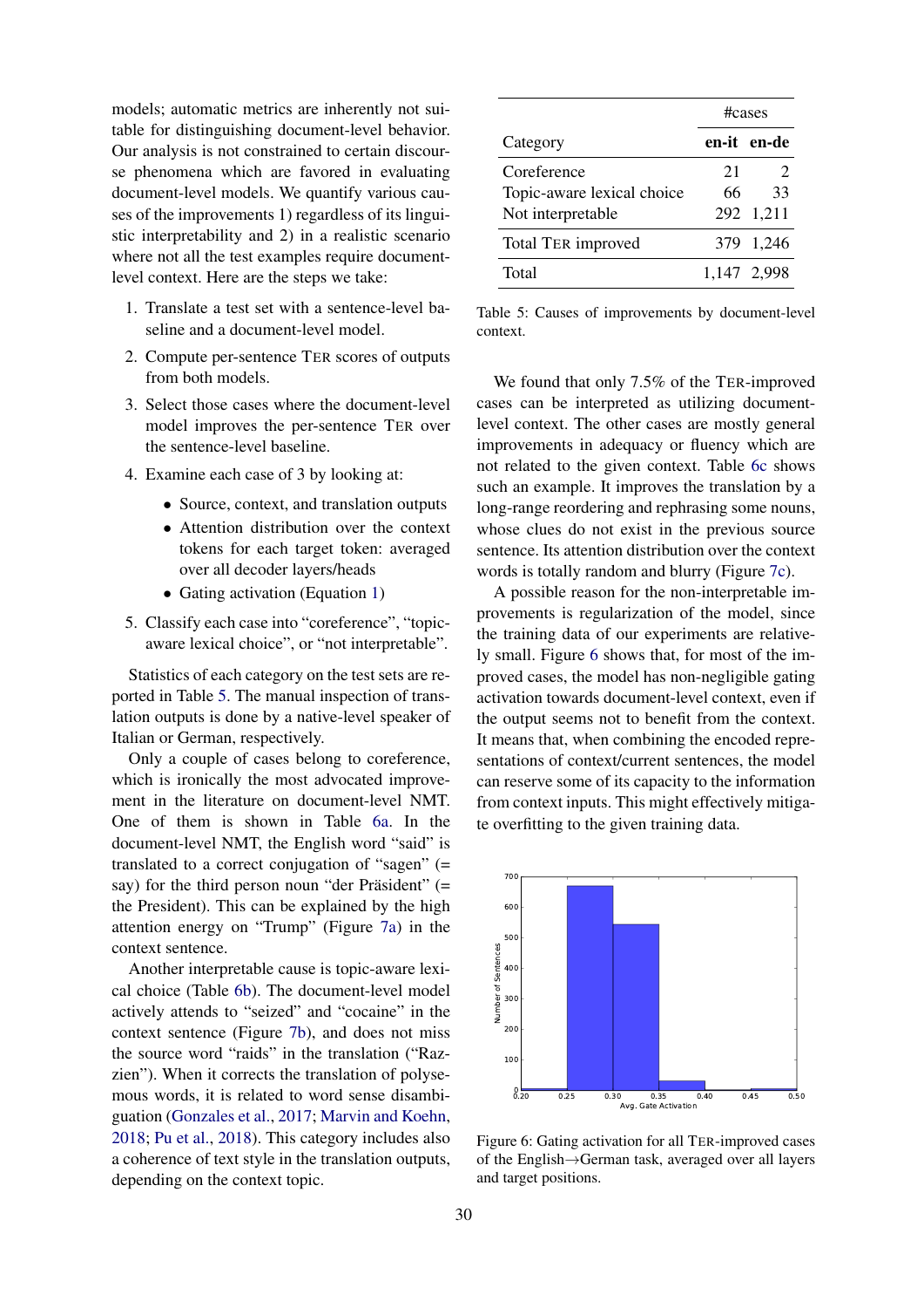models; automatic metrics are inherently not suitable for distinguishing document-level behavior. Our analysis is not constrained to certain discourse phenomena which are favored in evaluating document-level models. We quantify various causes of the improvements 1) regardless of its linguistic interpretability and 2) in a realistic scenario where not all the test examples require document-level context. Here are the steps we take:

1. Translate a test set with a sentence-level baseline and a document-level model.
2. Compute per-sentence TER scores of outputs from both models.
3. Select those cases where the document-level model improves the per-sentence TER over the sentence-level baseline.
4. Examine each case of 3 by looking at:
   - Source, context, and translation outputs
   - Attention distribution over the context tokens for each target token: averaged over all decoder layers/heads
   - Gating activation (Equation 1)
5. Classify each case into "coreference", "topic-aware lexical choice", or "not interpretable".

Statistics of each category on the test sets are reported in Table 5. The manual inspection of translation outputs is done by a native-level speaker of Italian or German, respectively.

Only a couple of cases belong to coreference, which is ironically the most advocated improvement in the literature on document-level NMT. One of them is shown in Table 6a. In the document-level NMT, the English word "said" is translated to a correct conjugation of "sagen" (= say) for the third person noun "der Präsident" (= the President). This can be explained by the high attention energy on "Trump" (Figure 7a) in the context sentence.

Another interpretable cause is topic-aware lexical choice (Table 6b). The document-level model actively attends to "seized" and "cocaine" in the context sentence (Figure 7b), and does not miss the source word "raids" in the translation ("Razzien"). When it corrects the translation of polysemous words, it is related to word sense disambiguation (Gonzales et al., 2017; Marvin and Koehn, 2018; Pu et al., 2018). This category includes also a coherence of text style in the translation outputs, depending on the context topic.

| Category | #cases en-it | #cases en-de |
|---|---|---|
| Coreference | 21 | 2 |
| Topic-aware lexical choice | 66 | 33 |
| Not interpretable | 292 | 1,211 |
| Total TER improved | 379 | 1,246 |
| Total | 1,147 | 2,998 |

Table 5: Causes of improvements by document-level context.

We found that only 7.5% of the TER-improved cases can be interpreted as utilizing document-level context. The other cases are mostly general improvements in adequacy or fluency which are not related to the given context. Table 6c shows such an example. It improves the translation by a long-range reordering and rephrasing some nouns, whose clues do not exist in the previous source sentence. Its attention distribution over the context words is totally random and blurry (Figure 7c).

A possible reason for the non-interpretable improvements is regularization of the model, since the training data of our experiments are relatively small. Figure 6 shows that, for most of the improved cases, the model has non-negligible gating activation towards document-level context, even if the output seems not to benefit from the context. It means that, when combining the encoded representations of context/current sentences, the model can reserve some of its capacity to the information from context inputs. This might effectively mitigate overfitting to the given training data.

Figure 6: Gating activation for all TER-improved cases of the English→German task, averaged over all layers and target positions.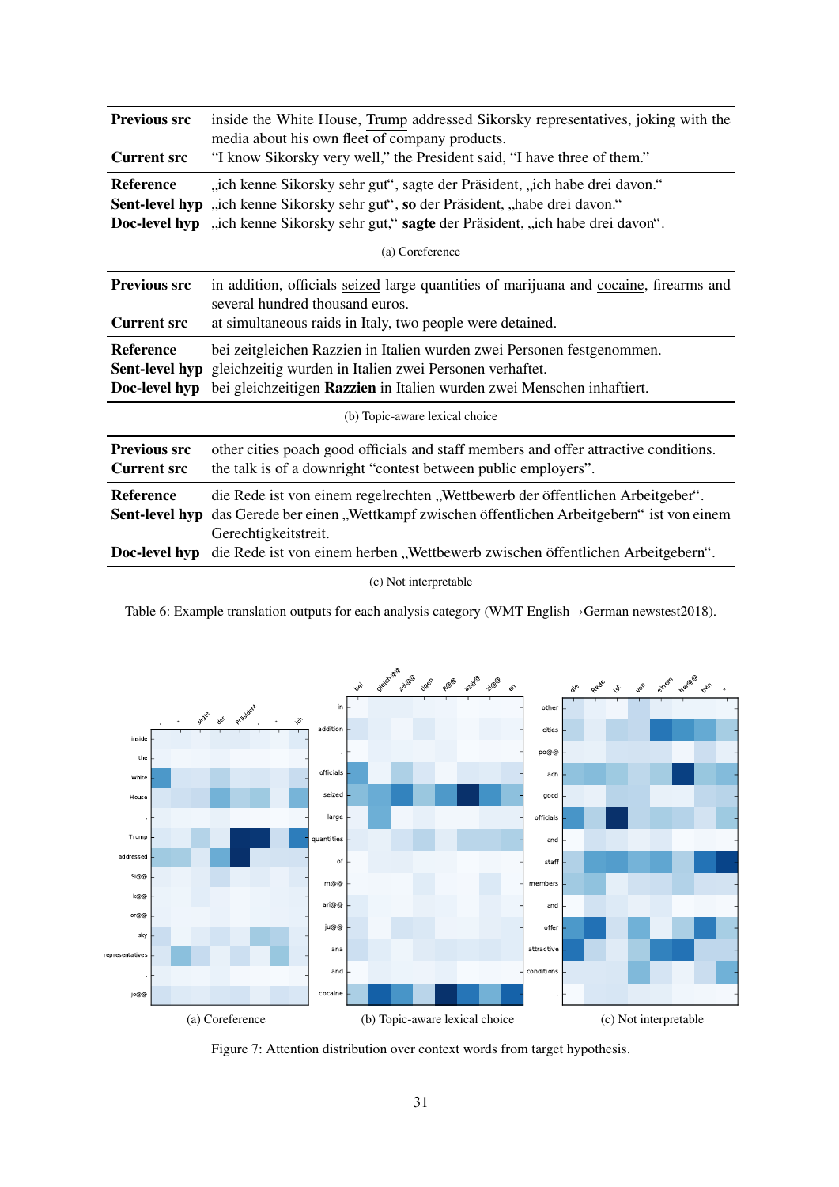| | |
|---|---|
| **Previous src** | inside the White House, Trump addressed Sikorsky representatives, joking with the media about his own fleet of company products. |
| **Current src** | "I know Sikorsky very well," the President said, "I have three of them." |
| **Reference** | „ich kenne Sikorsky sehr gut", sagte der Präsident, „ich habe drei davon." |
| **Sent-level hyp** | „ich kenne Sikorsky sehr gut", **so** der Präsident, „habe drei davon." |
| **Doc-level hyp** | „ich kenne Sikorsky sehr gut," **sagte** der Präsident, „ich habe drei davon". |

(a) Coreference

| | |
|---|---|
| **Previous src** | in addition, officials seized large quantities of marijuana and cocaine, firearms and several hundred thousand euros. |
| **Current src** | at simultaneous raids in Italy, two people were detained. |
| **Reference** | bei zeitgleichen Razzien in Italien wurden zwei Personen festgenommen. |
| **Sent-level hyp** | gleichzeitig wurden in Italien zwei Personen verhaftet. |
| **Doc-level hyp** | bei gleichzeitigen **Razzien** in Italien wurden zwei Menschen inhaftiert. |

(b) Topic-aware lexical choice

| | |
|---|---|
| **Previous src** | other cities poach good officials and staff members and offer attractive conditions. |
| **Current src** | the talk is of a downright "contest between public employers". |
| **Reference** | die Rede ist von einem regelrechten „Wettbewerb der öffentlichen Arbeitgeber". |
| **Sent-level hyp** | das Gerede ber einen „Wettkampf zwischen öffentlichen Arbeitgebern" ist von einem Gerechtigkeitstreit. |
| **Doc-level hyp** | die Rede ist von einem herben „Wettbewerb zwischen öffentlichen Arbeitgebern". |

(c) Not interpretable

Table 6: Example translation outputs for each analysis category (WMT English→German newstest2018).

(a) Coreference (b) Topic-aware lexical choice (c) Not interpretable

Figure 7: Attention distribution over context words from target hypothesis.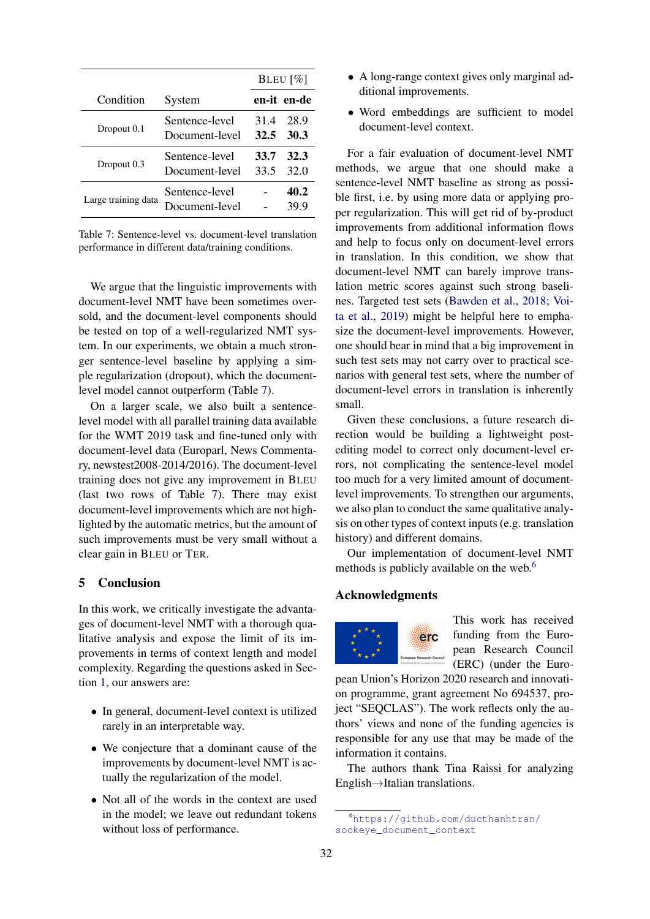| Condition | System | BLEU [%] en-it | BLEU [%] en-de |
|---|---|---|---|
| Dropout 0.1 | Sentence-level | 31.4 | 28.9 |
| | Document-level | **32.5** | **30.3** |
| Dropout 0.3 | Sentence-level | **33.7** | **32.3** |
| | Document-level | 33.5 | 32.0 |
| Large training data | Sentence-level | - | **40.2** |
| | Document-level | - | 39.9 |

Table 7: Sentence-level vs. document-level translation performance in different data/training conditions.

We argue that the linguistic improvements with document-level NMT have been sometimes oversold, and the document-level components should be tested on top of a well-regularized NMT system. In our experiments, we obtain a much stronger sentence-level baseline by applying a simple regularization (dropout), which the document-level model cannot outperform (Table 7).

On a larger scale, we also built a sentence-level model with all parallel training data available for the WMT 2019 task and fine-tuned only with document-level data (Europarl, News Commentary, newstest2008-2014/2016). The document-level training does not give any improvement in BLEU (last two rows of Table 7). There may exist document-level improvements which are not highlighted by the automatic metrics, but the amount of such improvements must be very small without a clear gain in BLEU or TER.

## 5 Conclusion

In this work, we critically investigate the advantages of document-level NMT with a thorough qualitative analysis and expose the limit of its improvements in terms of context length and model complexity. Regarding the questions asked in Section 1, our answers are:

- In general, document-level context is utilized rarely in an interpretable way.
- We conjecture that a dominant cause of the improvements by document-level NMT is actually the regularization of the model.
- Not all of the words in the context are used in the model; we leave out redundant tokens without loss of performance.
- A long-range context gives only marginal additional improvements.
- Word embeddings are sufficient to model document-level context.

For a fair evaluation of document-level NMT methods, we argue that one should make a sentence-level NMT baseline as strong as possible first, i.e. by using more data or applying proper regularization. This will get rid of by-product improvements from additional information flows and help to focus only on document-level errors in translation. In this condition, we show that document-level NMT can barely improve translation metric scores against such strong baselines. Targeted test sets (Bawden et al., 2018; Voita et al., 2019) might be helpful here to emphasize the document-level improvements. However, one should bear in mind that a big improvement in such test sets may not carry over to practical scenarios with general test sets, where the number of document-level errors in translation is inherently small.

Given these conclusions, a future research direction would be building a lightweight post-editing model to correct only document-level errors, not complicating the sentence-level model too much for a very limited amount of document-level improvements. To strengthen our arguments, we also plan to conduct the same qualitative analysis on other types of context inputs (e.g. translation history) and different domains.

Our implementation of document-level NMT methods is publicly available on the web.[6]

## Acknowledgments

This work has received funding from the European Research Council (ERC) (under the European Union's Horizon 2020 research and innovation programme, grant agreement No 694537, project "SEQCLAS"). The work reflects only the authors' views and none of the funding agencies is responsible for any use that may be made of the information it contains.

The authors thank Tina Raissi for analyzing English→Italian translations.

[6] https://github.com/ducthanhtran/sockeye_document_context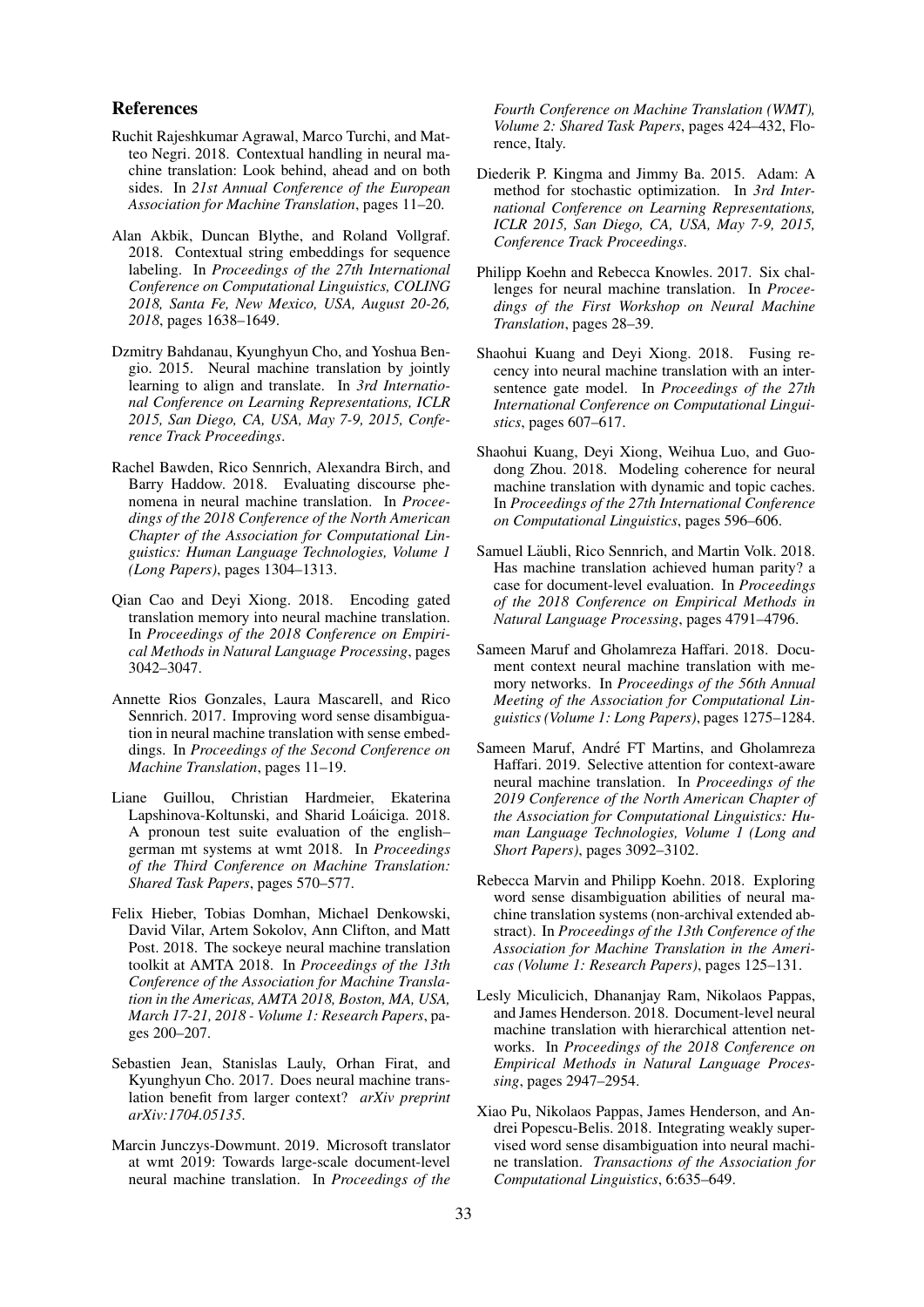## References

Ruchit Rajeshkumar Agrawal, Marco Turchi, and Matteo Negri. 2018. Contextual handling in neural machine translation: Look behind, ahead and on both sides. In *21st Annual Conference of the European Association for Machine Translation*, pages 11–20.

Alan Akbik, Duncan Blythe, and Roland Vollgraf. 2018. Contextual string embeddings for sequence labeling. In *Proceedings of the 27th International Conference on Computational Linguistics, COLING 2018, Santa Fe, New Mexico, USA, August 20-26, 2018*, pages 1638–1649.

Dzmitry Bahdanau, Kyunghyun Cho, and Yoshua Bengio. 2015. Neural machine translation by jointly learning to align and translate. In *3rd International Conference on Learning Representations, ICLR 2015, San Diego, CA, USA, May 7-9, 2015, Conference Track Proceedings*.

Rachel Bawden, Rico Sennrich, Alexandra Birch, and Barry Haddow. 2018. Evaluating discourse phenomena in neural machine translation. In *Proceedings of the 2018 Conference of the North American Chapter of the Association for Computational Linguistics: Human Language Technologies, Volume 1 (Long Papers)*, pages 1304–1313.

Qian Cao and Deyi Xiong. 2018. Encoding gated translation memory into neural machine translation. In *Proceedings of the 2018 Conference on Empirical Methods in Natural Language Processing*, pages 3042–3047.

Annette Rios Gonzales, Laura Mascarell, and Rico Sennrich. 2017. Improving word sense disambiguation in neural machine translation with sense embeddings. In *Proceedings of the Second Conference on Machine Translation*, pages 11–19.

Liane Guillou, Christian Hardmeier, Ekaterina Lapshinova-Koltunski, and Sharid Loáiciga. 2018. A pronoun test suite evaluation of the english–german mt systems at wmt 2018. In *Proceedings of the Third Conference on Machine Translation: Shared Task Papers*, pages 570–577.

Felix Hieber, Tobias Domhan, Michael Denkowski, David Vilar, Artem Sokolov, Ann Clifton, and Matt Post. 2018. The sockeye neural machine translation toolkit at AMTA 2018. In *Proceedings of the 13th Conference of the Association for Machine Translation in the Americas, AMTA 2018, Boston, MA, USA, March 17-21, 2018 - Volume 1: Research Papers*, pages 200–207.

Sebastien Jean, Stanislas Lauly, Orhan Firat, and Kyunghyun Cho. 2017. Does neural machine translation benefit from larger context? *arXiv preprint arXiv:1704.05135*.

Marcin Junczys-Dowmunt. 2019. Microsoft translator at wmt 2019: Towards large-scale document-level neural machine translation. In *Proceedings of the Fourth Conference on Machine Translation (WMT), Volume 2: Shared Task Papers*, pages 424–432, Florence, Italy.

Diederik P. Kingma and Jimmy Ba. 2015. Adam: A method for stochastic optimization. In *3rd International Conference on Learning Representations, ICLR 2015, San Diego, CA, USA, May 7-9, 2015, Conference Track Proceedings*.

Philipp Koehn and Rebecca Knowles. 2017. Six challenges for neural machine translation. In *Proceedings of the First Workshop on Neural Machine Translation*, pages 28–39.

Shaohui Kuang and Deyi Xiong. 2018. Fusing recency into neural machine translation with an intersentence gate model. In *Proceedings of the 27th International Conference on Computational Linguistics*, pages 607–617.

Shaohui Kuang, Deyi Xiong, Weihua Luo, and Guodong Zhou. 2018. Modeling coherence for neural machine translation with dynamic and topic caches. In *Proceedings of the 27th International Conference on Computational Linguistics*, pages 596–606.

Samuel Läubli, Rico Sennrich, and Martin Volk. 2018. Has machine translation achieved human parity? a case for document-level evaluation. In *Proceedings of the 2018 Conference on Empirical Methods in Natural Language Processing*, pages 4791–4796.

Sameen Maruf and Gholamreza Haffari. 2018. Document context neural machine translation with memory networks. In *Proceedings of the 56th Annual Meeting of the Association for Computational Linguistics (Volume 1: Long Papers)*, pages 1275–1284.

Sameen Maruf, André FT Martins, and Gholamreza Haffari. 2019. Selective attention for context-aware neural machine translation. In *Proceedings of the 2019 Conference of the North American Chapter of the Association for Computational Linguistics: Human Language Technologies, Volume 1 (Long and Short Papers)*, pages 3092–3102.

Rebecca Marvin and Philipp Koehn. 2018. Exploring word sense disambiguation abilities of neural machine translation systems (non-archival extended abstract). In *Proceedings of the 13th Conference of the Association for Machine Translation in the Americas (Volume 1: Research Papers)*, pages 125–131.

Lesly Miculicich, Dhananjay Ram, Nikolaos Pappas, and James Henderson. 2018. Document-level neural machine translation with hierarchical attention networks. In *Proceedings of the 2018 Conference on Empirical Methods in Natural Language Processing*, pages 2947–2954.

Xiao Pu, Nikolaos Pappas, James Henderson, and Andrei Popescu-Belis. 2018. Integrating weakly supervised word sense disambiguation into neural machine translation. *Transactions of the Association for Computational Linguistics*, 6:635–649.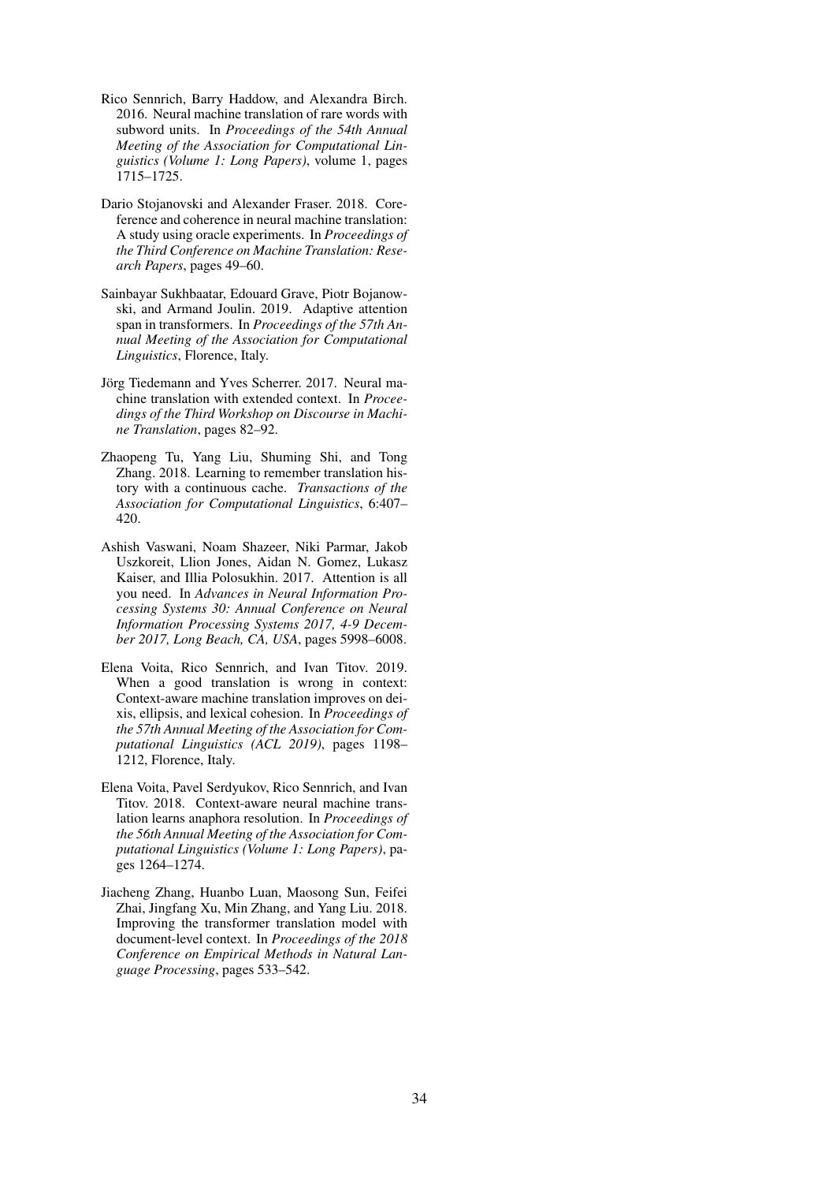Rico Sennrich, Barry Haddow, and Alexandra Birch. 2016. Neural machine translation of rare words with subword units. In *Proceedings of the 54th Annual Meeting of the Association for Computational Linguistics (Volume 1: Long Papers)*, volume 1, pages 1715–1725.

Dario Stojanovski and Alexander Fraser. 2018. Coreference and coherence in neural machine translation: A study using oracle experiments. In *Proceedings of the Third Conference on Machine Translation: Research Papers*, pages 49–60.

Sainbayar Sukhbaatar, Edouard Grave, Piotr Bojanowski, and Armand Joulin. 2019. Adaptive attention span in transformers. In *Proceedings of the 57th Annual Meeting of the Association for Computational Linguistics*, Florence, Italy.

Jörg Tiedemann and Yves Scherrer. 2017. Neural machine translation with extended context. In *Proceedings of the Third Workshop on Discourse in Machine Translation*, pages 82–92.

Zhaopeng Tu, Yang Liu, Shuming Shi, and Tong Zhang. 2018. Learning to remember translation history with a continuous cache. *Transactions of the Association for Computational Linguistics*, 6:407–420.

Ashish Vaswani, Noam Shazeer, Niki Parmar, Jakob Uszkoreit, Llion Jones, Aidan N. Gomez, Lukasz Kaiser, and Illia Polosukhin. 2017. Attention is all you need. In *Advances in Neural Information Processing Systems 30: Annual Conference on Neural Information Processing Systems 2017, 4-9 December 2017, Long Beach, CA, USA*, pages 5998–6008.

Elena Voita, Rico Sennrich, and Ivan Titov. 2019. When a good translation is wrong in context: Context-aware machine translation improves on deixis, ellipsis, and lexical cohesion. In *Proceedings of the 57th Annual Meeting of the Association for Computational Linguistics (ACL 2019)*, pages 1198–1212, Florence, Italy.

Elena Voita, Pavel Serdyukov, Rico Sennrich, and Ivan Titov. 2018. Context-aware neural machine translation learns anaphora resolution. In *Proceedings of the 56th Annual Meeting of the Association for Computational Linguistics (Volume 1: Long Papers)*, pages 1264–1274.

Jiacheng Zhang, Huanbo Luan, Maosong Sun, Feifei Zhai, Jingfang Xu, Min Zhang, and Yang Liu. 2018. Improving the transformer translation model with document-level context. In *Proceedings of the 2018 Conference on Empirical Methods in Natural Language Processing*, pages 533–542.